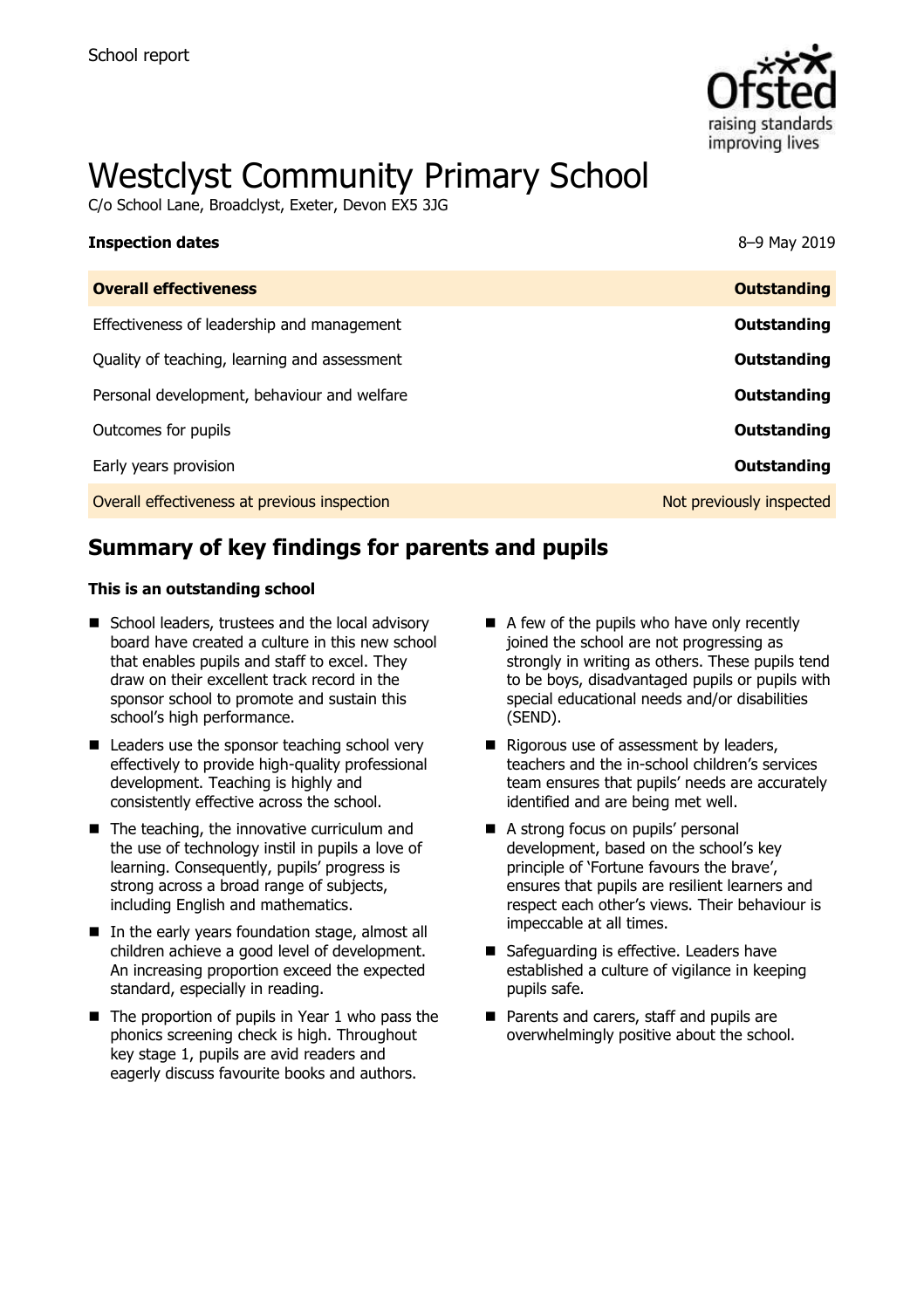School report

# Westclyst Community Primary School

C/o School Lane, Broadclyst, Exeter, Devon EX5 3JG

| **Inspection dates** | 8–9 May 2019 |
| --- | --- |
| **Overall effectiveness** | **Outstanding** |
| Effectiveness of leadership and management | **Outstanding** |
| Quality of teaching, learning and assessment | **Outstanding** |
| Personal development, behaviour and welfare | **Outstanding** |
| Outcomes for pupils | **Outstanding** |
| Early years provision | **Outstanding** |
| Overall effectiveness at previous inspection | Not previously inspected |

## Summary of key findings for parents and pupils

**This is an outstanding school**

- School leaders, trustees and the local advisory board have created a culture in this new school that enables pupils and staff to excel. They draw on their excellent track record in the sponsor school to promote and sustain this school's high performance.
- Leaders use the sponsor teaching school very effectively to provide high-quality professional development. Teaching is highly and consistently effective across the school.
- The teaching, the innovative curriculum and the use of technology instil in pupils a love of learning. Consequently, pupils' progress is strong across a broad range of subjects, including English and mathematics.
- In the early years foundation stage, almost all children achieve a good level of development. An increasing proportion exceed the expected standard, especially in reading.
- The proportion of pupils in Year 1 who pass the phonics screening check is high. Throughout key stage 1, pupils are avid readers and eagerly discuss favourite books and authors.
- A few of the pupils who have only recently joined the school are not progressing as strongly in writing as others. These pupils tend to be boys, disadvantaged pupils or pupils with special educational needs and/or disabilities (SEND).
- Rigorous use of assessment by leaders, teachers and the in-school children's services team ensures that pupils' needs are accurately identified and are being met well.
- A strong focus on pupils' personal development, based on the school's key principle of 'Fortune favours the brave', ensures that pupils are resilient learners and respect each other's views. Their behaviour is impeccable at all times.
- Safeguarding is effective. Leaders have established a culture of vigilance in keeping pupils safe.
- Parents and carers, staff and pupils are overwhelmingly positive about the school.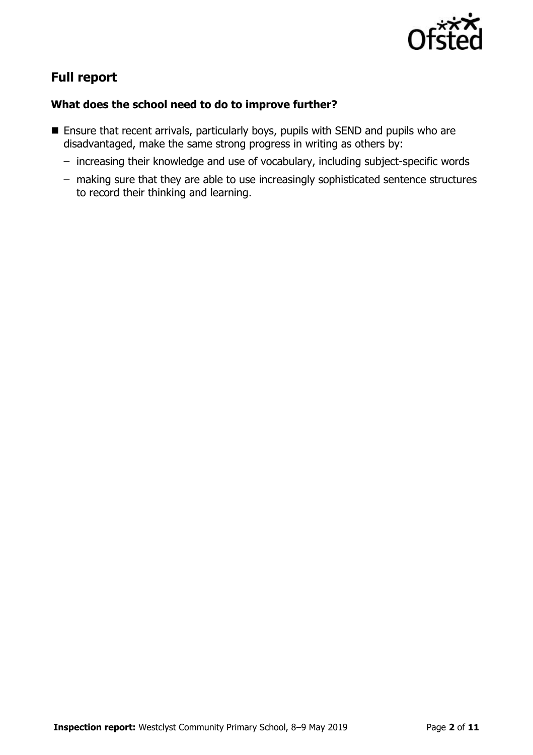## Full report

### What does the school need to do to improve further?

- Ensure that recent arrivals, particularly boys, pupils with SEND and pupils who are disadvantaged, make the same strong progress in writing as others by:
  - increasing their knowledge and use of vocabulary, including subject-specific words
  - making sure that they are able to use increasingly sophisticated sentence structures to record their thinking and learning.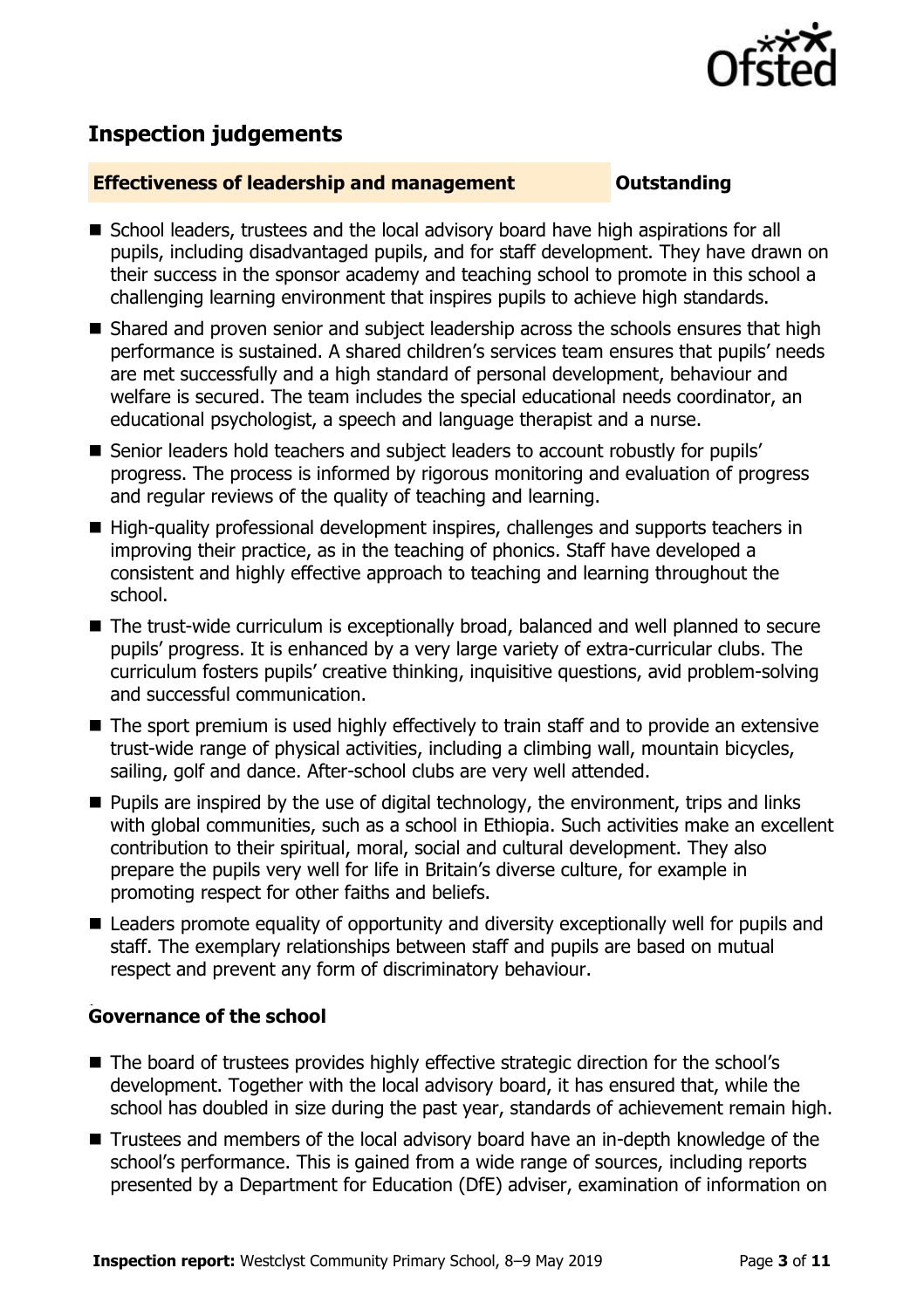## Inspection judgements

**Effectiveness of leadership and management** **Outstanding**

- School leaders, trustees and the local advisory board have high aspirations for all pupils, including disadvantaged pupils, and for staff development. They have drawn on their success in the sponsor academy and teaching school to promote in this school a challenging learning environment that inspires pupils to achieve high standards.
- Shared and proven senior and subject leadership across the schools ensures that high performance is sustained. A shared children's services team ensures that pupils' needs are met successfully and a high standard of personal development, behaviour and welfare is secured. The team includes the special educational needs coordinator, an educational psychologist, a speech and language therapist and a nurse.
- Senior leaders hold teachers and subject leaders to account robustly for pupils' progress. The process is informed by rigorous monitoring and evaluation of progress and regular reviews of the quality of teaching and learning.
- High-quality professional development inspires, challenges and supports teachers in improving their practice, as in the teaching of phonics. Staff have developed a consistent and highly effective approach to teaching and learning throughout the school.
- The trust-wide curriculum is exceptionally broad, balanced and well planned to secure pupils' progress. It is enhanced by a very large variety of extra-curricular clubs. The curriculum fosters pupils' creative thinking, inquisitive questions, avid problem-solving and successful communication.
- The sport premium is used highly effectively to train staff and to provide an extensive trust-wide range of physical activities, including a climbing wall, mountain bicycles, sailing, golf and dance. After-school clubs are very well attended.
- Pupils are inspired by the use of digital technology, the environment, trips and links with global communities, such as a school in Ethiopia. Such activities make an excellent contribution to their spiritual, moral, social and cultural development. They also prepare the pupils very well for life in Britain's diverse culture, for example in promoting respect for other faiths and beliefs.
- Leaders promote equality of opportunity and diversity exceptionally well for pupils and staff. The exemplary relationships between staff and pupils are based on mutual respect and prevent any form of discriminatory behaviour.

**Governance of the school**

- The board of trustees provides highly effective strategic direction for the school's development. Together with the local advisory board, it has ensured that, while the school has doubled in size during the past year, standards of achievement remain high.
- Trustees and members of the local advisory board have an in-depth knowledge of the school's performance. This is gained from a wide range of sources, including reports presented by a Department for Education (DfE) adviser, examination of information on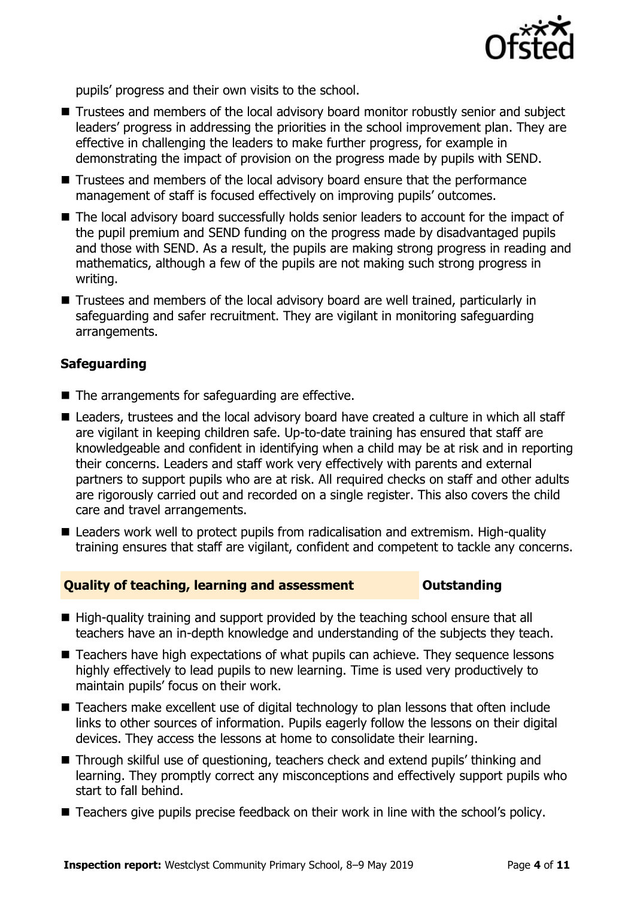pupils' progress and their own visits to the school.

- Trustees and members of the local advisory board monitor robustly senior and subject leaders' progress in addressing the priorities in the school improvement plan. They are effective in challenging the leaders to make further progress, for example in demonstrating the impact of provision on the progress made by pupils with SEND.
- Trustees and members of the local advisory board ensure that the performance management of staff is focused effectively on improving pupils' outcomes.
- The local advisory board successfully holds senior leaders to account for the impact of the pupil premium and SEND funding on the progress made by disadvantaged pupils and those with SEND. As a result, the pupils are making strong progress in reading and mathematics, although a few of the pupils are not making such strong progress in writing.
- Trustees and members of the local advisory board are well trained, particularly in safeguarding and safer recruitment. They are vigilant in monitoring safeguarding arrangements.

### Safeguarding

- The arrangements for safeguarding are effective.
- Leaders, trustees and the local advisory board have created a culture in which all staff are vigilant in keeping children safe. Up-to-date training has ensured that staff are knowledgeable and confident in identifying when a child may be at risk and in reporting their concerns. Leaders and staff work very effectively with parents and external partners to support pupils who are at risk. All required checks on staff and other adults are rigorously carried out and recorded on a single register. This also covers the child care and travel arrangements.
- Leaders work well to protect pupils from radicalisation and extremism. High-quality training ensures that staff are vigilant, confident and competent to tackle any concerns.

### Quality of teaching, learning and assessment — Outstanding

- High-quality training and support provided by the teaching school ensure that all teachers have an in-depth knowledge and understanding of the subjects they teach.
- Teachers have high expectations of what pupils can achieve. They sequence lessons highly effectively to lead pupils to new learning. Time is used very productively to maintain pupils' focus on their work.
- Teachers make excellent use of digital technology to plan lessons that often include links to other sources of information. Pupils eagerly follow the lessons on their digital devices. They access the lessons at home to consolidate their learning.
- Through skilful use of questioning, teachers check and extend pupils' thinking and learning. They promptly correct any misconceptions and effectively support pupils who start to fall behind.
- Teachers give pupils precise feedback on their work in line with the school's policy.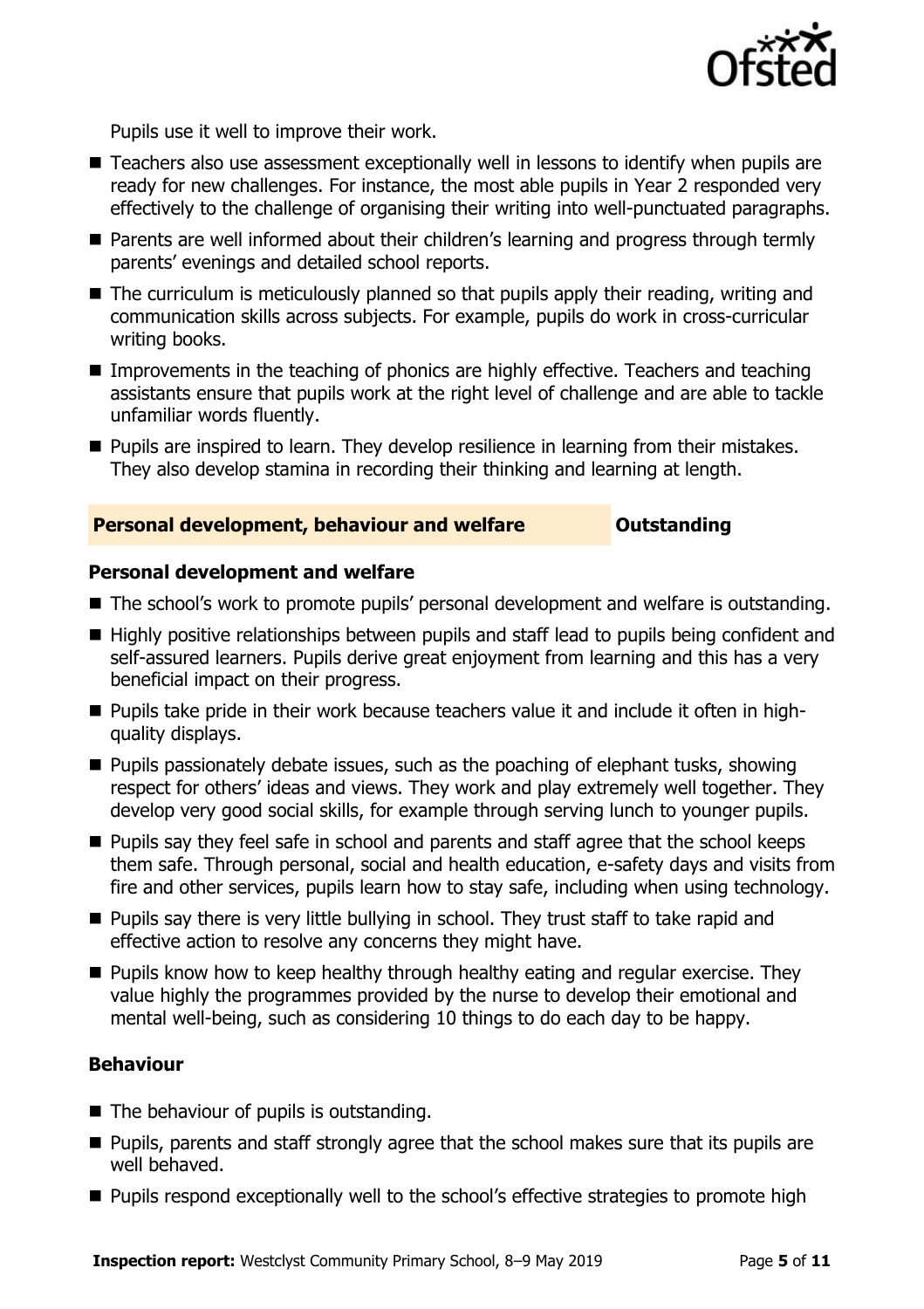Pupils use it well to improve their work.

- Teachers also use assessment exceptionally well in lessons to identify when pupils are ready for new challenges. For instance, the most able pupils in Year 2 responded very effectively to the challenge of organising their writing into well-punctuated paragraphs.
- Parents are well informed about their children's learning and progress through termly parents' evenings and detailed school reports.
- The curriculum is meticulously planned so that pupils apply their reading, writing and communication skills across subjects. For example, pupils do work in cross-curricular writing books.
- Improvements in the teaching of phonics are highly effective. Teachers and teaching assistants ensure that pupils work at the right level of challenge and are able to tackle unfamiliar words fluently.
- Pupils are inspired to learn. They develop resilience in learning from their mistakes. They also develop stamina in recording their thinking and learning at length.

## Personal development, behaviour and welfare — Outstanding

### Personal development and welfare

- The school's work to promote pupils' personal development and welfare is outstanding.
- Highly positive relationships between pupils and staff lead to pupils being confident and self-assured learners. Pupils derive great enjoyment from learning and this has a very beneficial impact on their progress.
- Pupils take pride in their work because teachers value it and include it often in high-quality displays.
- Pupils passionately debate issues, such as the poaching of elephant tusks, showing respect for others' ideas and views. They work and play extremely well together. They develop very good social skills, for example through serving lunch to younger pupils.
- Pupils say they feel safe in school and parents and staff agree that the school keeps them safe. Through personal, social and health education, e-safety days and visits from fire and other services, pupils learn how to stay safe, including when using technology.
- Pupils say there is very little bullying in school. They trust staff to take rapid and effective action to resolve any concerns they might have.
- Pupils know how to keep healthy through healthy eating and regular exercise. They value highly the programmes provided by the nurse to develop their emotional and mental well-being, such as considering 10 things to do each day to be happy.

### Behaviour

- The behaviour of pupils is outstanding.
- Pupils, parents and staff strongly agree that the school makes sure that its pupils are well behaved.
- Pupils respond exceptionally well to the school's effective strategies to promote high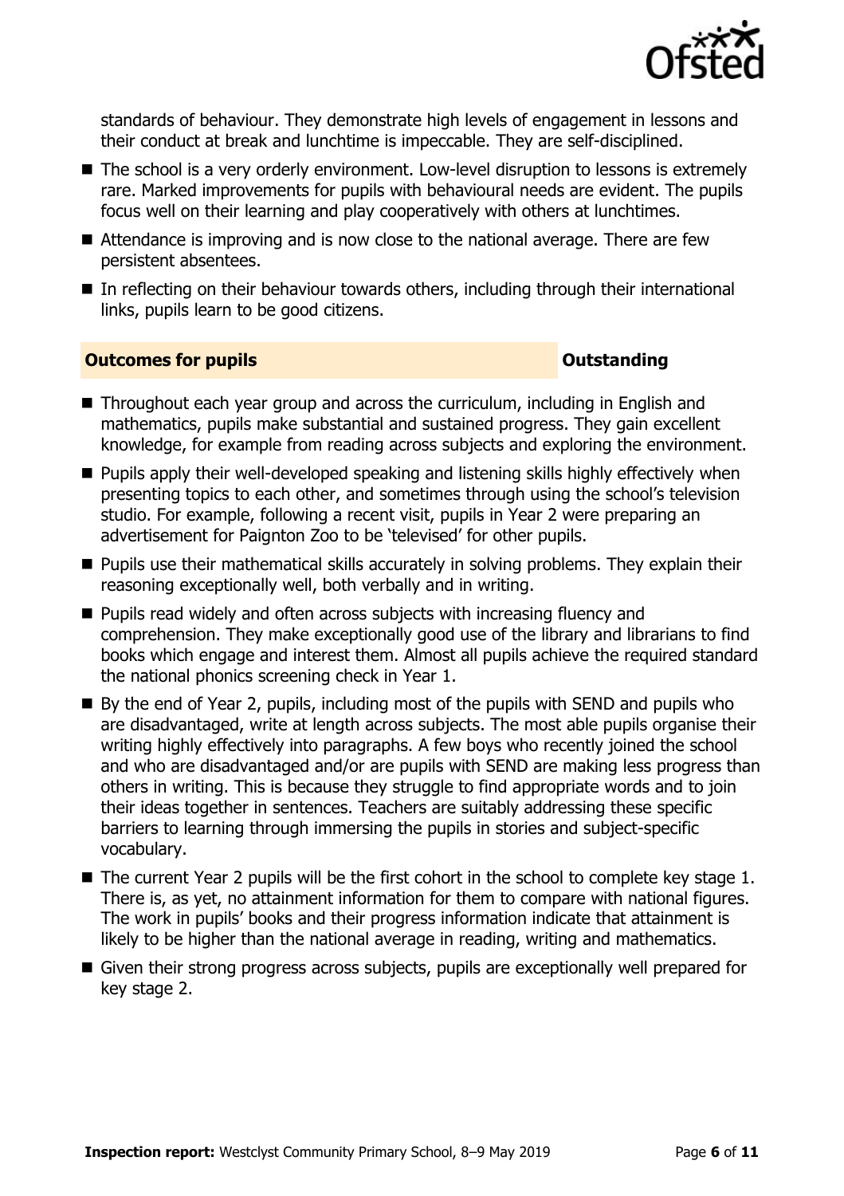standards of behaviour. They demonstrate high levels of engagement in lessons and their conduct at break and lunchtime is impeccable. They are self-disciplined.

- The school is a very orderly environment. Low-level disruption to lessons is extremely rare. Marked improvements for pupils with behavioural needs are evident. The pupils focus well on their learning and play cooperatively with others at lunchtimes.
- Attendance is improving and is now close to the national average. There are few persistent absentees.
- In reflecting on their behaviour towards others, including through their international links, pupils learn to be good citizens.

## Outcomes for pupils — Outstanding

- Throughout each year group and across the curriculum, including in English and mathematics, pupils make substantial and sustained progress. They gain excellent knowledge, for example from reading across subjects and exploring the environment.
- Pupils apply their well-developed speaking and listening skills highly effectively when presenting topics to each other, and sometimes through using the school's television studio. For example, following a recent visit, pupils in Year 2 were preparing an advertisement for Paignton Zoo to be 'televised' for other pupils.
- Pupils use their mathematical skills accurately in solving problems. They explain their reasoning exceptionally well, both verbally and in writing.
- Pupils read widely and often across subjects with increasing fluency and comprehension. They make exceptionally good use of the library and librarians to find books which engage and interest them. Almost all pupils achieve the required standard the national phonics screening check in Year 1.
- By the end of Year 2, pupils, including most of the pupils with SEND and pupils who are disadvantaged, write at length across subjects. The most able pupils organise their writing highly effectively into paragraphs. A few boys who recently joined the school and who are disadvantaged and/or are pupils with SEND are making less progress than others in writing. This is because they struggle to find appropriate words and to join their ideas together in sentences. Teachers are suitably addressing these specific barriers to learning through immersing the pupils in stories and subject-specific vocabulary.
- The current Year 2 pupils will be the first cohort in the school to complete key stage 1. There is, as yet, no attainment information for them to compare with national figures. The work in pupils' books and their progress information indicate that attainment is likely to be higher than the national average in reading, writing and mathematics.
- Given their strong progress across subjects, pupils are exceptionally well prepared for key stage 2.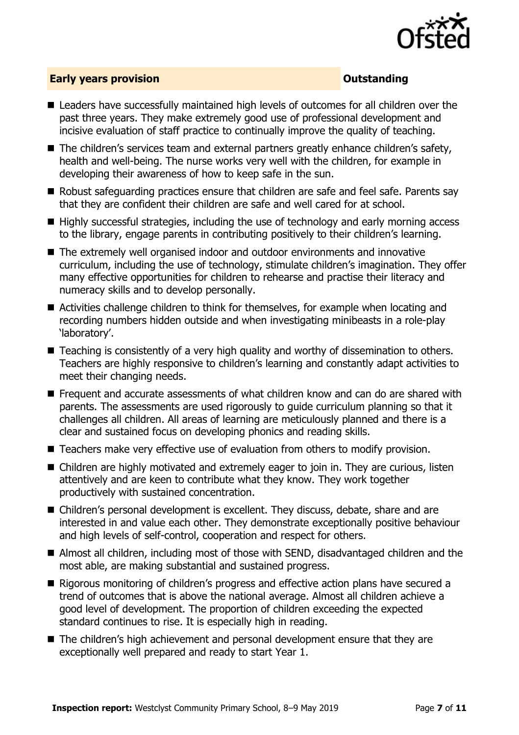## Early years provision — Outstanding

- Leaders have successfully maintained high levels of outcomes for all children over the past three years. They make extremely good use of professional development and incisive evaluation of staff practice to continually improve the quality of teaching.
- The children's services team and external partners greatly enhance children's safety, health and well-being. The nurse works very well with the children, for example in developing their awareness of how to keep safe in the sun.
- Robust safeguarding practices ensure that children are safe and feel safe. Parents say that they are confident their children are safe and well cared for at school.
- Highly successful strategies, including the use of technology and early morning access to the library, engage parents in contributing positively to their children's learning.
- The extremely well organised indoor and outdoor environments and innovative curriculum, including the use of technology, stimulate children's imagination. They offer many effective opportunities for children to rehearse and practise their literacy and numeracy skills and to develop personally.
- Activities challenge children to think for themselves, for example when locating and recording numbers hidden outside and when investigating minibeasts in a role-play 'laboratory'.
- Teaching is consistently of a very high quality and worthy of dissemination to others. Teachers are highly responsive to children's learning and constantly adapt activities to meet their changing needs.
- Frequent and accurate assessments of what children know and can do are shared with parents. The assessments are used rigorously to guide curriculum planning so that it challenges all children. All areas of learning are meticulously planned and there is a clear and sustained focus on developing phonics and reading skills.
- Teachers make very effective use of evaluation from others to modify provision.
- Children are highly motivated and extremely eager to join in. They are curious, listen attentively and are keen to contribute what they know. They work together productively with sustained concentration.
- Children's personal development is excellent. They discuss, debate, share and are interested in and value each other. They demonstrate exceptionally positive behaviour and high levels of self-control, cooperation and respect for others.
- Almost all children, including most of those with SEND, disadvantaged children and the most able, are making substantial and sustained progress.
- Rigorous monitoring of children's progress and effective action plans have secured a trend of outcomes that is above the national average. Almost all children achieve a good level of development. The proportion of children exceeding the expected standard continues to rise. It is especially high in reading.
- The children's high achievement and personal development ensure that they are exceptionally well prepared and ready to start Year 1.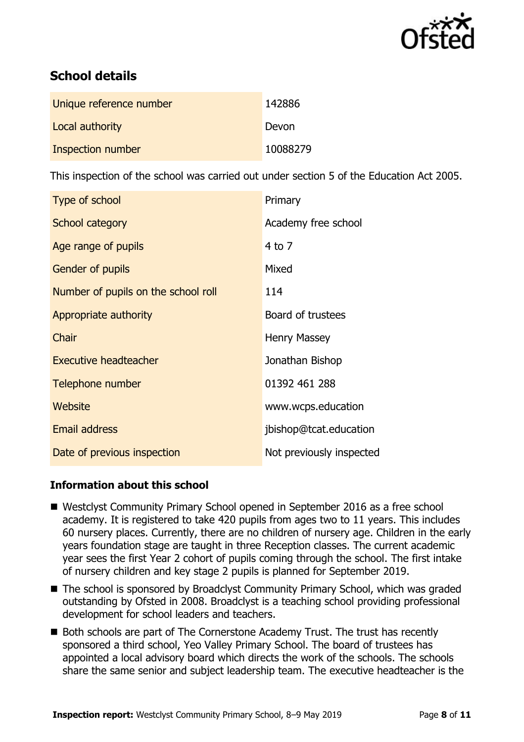## School details

| | |
|---|---|
| Unique reference number | 142886 |
| Local authority | Devon |
| Inspection number | 10088279 |

This inspection of the school was carried out under section 5 of the Education Act 2005.

| | |
|---|---|
| Type of school | Primary |
| School category | Academy free school |
| Age range of pupils | 4 to 7 |
| Gender of pupils | Mixed |
| Number of pupils on the school roll | 114 |
| Appropriate authority | Board of trustees |
| Chair | Henry Massey |
| Executive headteacher | Jonathan Bishop |
| Telephone number | 01392 461 288 |
| Website | www.wcps.education |
| Email address | jbishop@tcat.education |
| Date of previous inspection | Not previously inspected |

### Information about this school

- Westclyst Community Primary School opened in September 2016 as a free school academy. It is registered to take 420 pupils from ages two to 11 years. This includes 60 nursery places. Currently, there are no children of nursery age. Children in the early years foundation stage are taught in three Reception classes. The current academic year sees the first Year 2 cohort of pupils coming through the school. The first intake of nursery children and key stage 2 pupils is planned for September 2019.
- The school is sponsored by Broadclyst Community Primary School, which was graded outstanding by Ofsted in 2008. Broadclyst is a teaching school providing professional development for school leaders and teachers.
- Both schools are part of The Cornerstone Academy Trust. The trust has recently sponsored a third school, Yeo Valley Primary School. The board of trustees has appointed a local advisory board which directs the work of the schools. The schools share the same senior and subject leadership team. The executive headteacher is the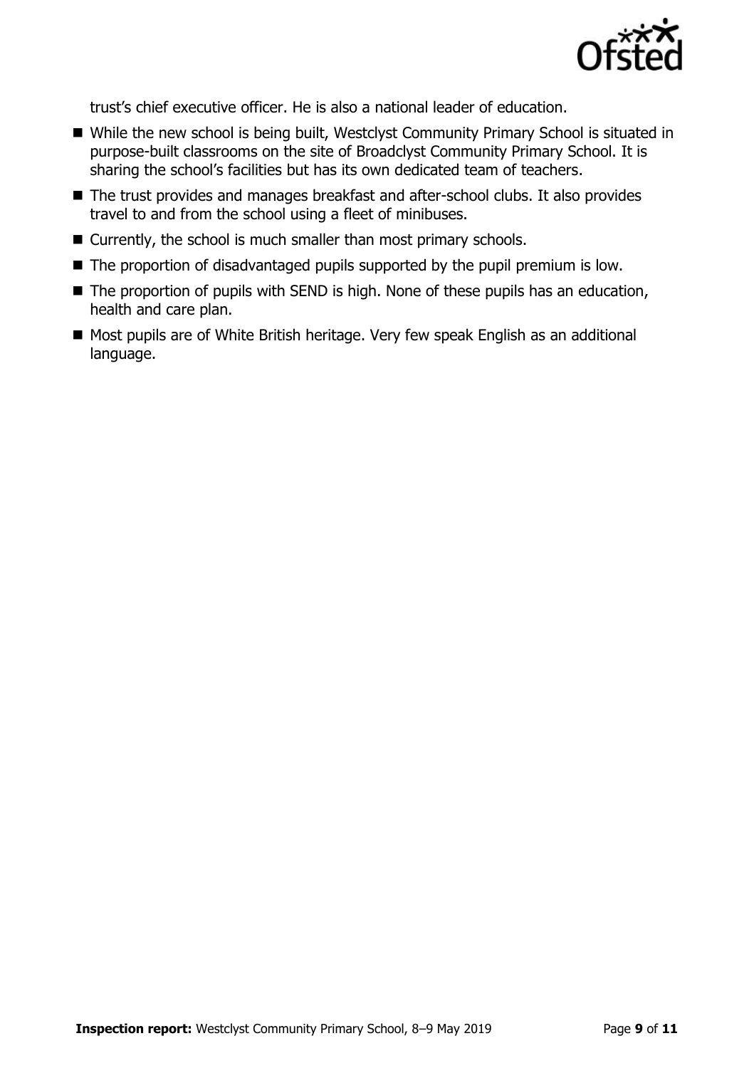trust's chief executive officer. He is also a national leader of education.

- While the new school is being built, Westclyst Community Primary School is situated in purpose-built classrooms on the site of Broadclyst Community Primary School. It is sharing the school's facilities but has its own dedicated team of teachers.
- The trust provides and manages breakfast and after-school clubs. It also provides travel to and from the school using a fleet of minibuses.
- Currently, the school is much smaller than most primary schools.
- The proportion of disadvantaged pupils supported by the pupil premium is low.
- The proportion of pupils with SEND is high. None of these pupils has an education, health and care plan.
- Most pupils are of White British heritage. Very few speak English as an additional language.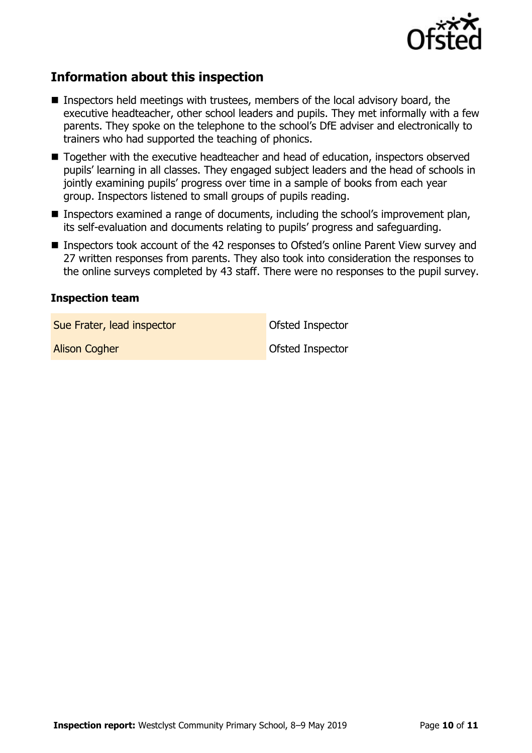## Information about this inspection

- Inspectors held meetings with trustees, members of the local advisory board, the executive headteacher, other school leaders and pupils. They met informally with a few parents. They spoke on the telephone to the school's DfE adviser and electronically to trainers who had supported the teaching of phonics.
- Together with the executive headteacher and head of education, inspectors observed pupils' learning in all classes. They engaged subject leaders and the head of schools in jointly examining pupils' progress over time in a sample of books from each year group. Inspectors listened to small groups of pupils reading.
- Inspectors examined a range of documents, including the school's improvement plan, its self-evaluation and documents relating to pupils' progress and safeguarding.
- Inspectors took account of the 42 responses to Ofsted's online Parent View survey and 27 written responses from parents. They also took into consideration the responses to the online surveys completed by 43 staff. There were no responses to the pupil survey.

### Inspection team

| | |
|---|---|
| Sue Frater, lead inspector | Ofsted Inspector |
| Alison Cogher | Ofsted Inspector |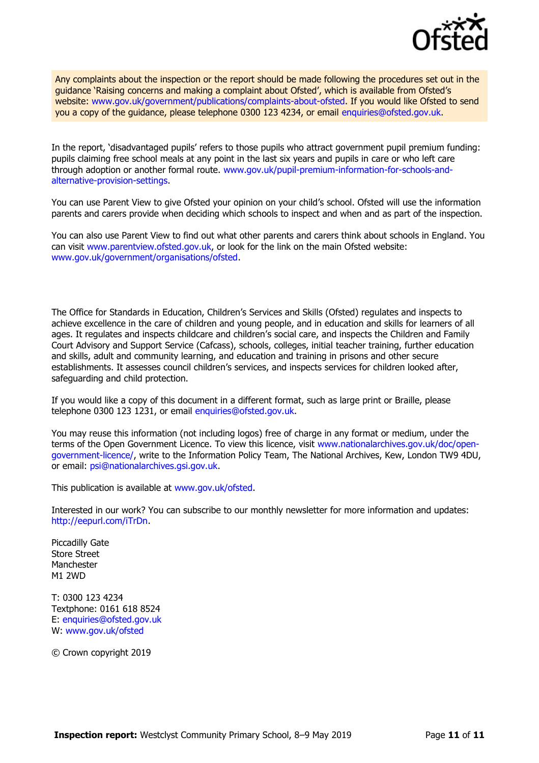Any complaints about the inspection or the report should be made following the procedures set out in the guidance 'Raising concerns and making a complaint about Ofsted', which is available from Ofsted's website: www.gov.uk/government/publications/complaints-about-ofsted. If you would like Ofsted to send you a copy of the guidance, please telephone 0300 123 4234, or email enquiries@ofsted.gov.uk.

In the report, 'disadvantaged pupils' refers to those pupils who attract government pupil premium funding: pupils claiming free school meals at any point in the last six years and pupils in care or who left care through adoption or another formal route. www.gov.uk/pupil-premium-information-for-schools-and-alternative-provision-settings.

You can use Parent View to give Ofsted your opinion on your child's school. Ofsted will use the information parents and carers provide when deciding which schools to inspect and when and as part of the inspection.

You can also use Parent View to find out what other parents and carers think about schools in England. You can visit www.parentview.ofsted.gov.uk, or look for the link on the main Ofsted website: www.gov.uk/government/organisations/ofsted.

The Office for Standards in Education, Children's Services and Skills (Ofsted) regulates and inspects to achieve excellence in the care of children and young people, and in education and skills for learners of all ages. It regulates and inspects childcare and children's social care, and inspects the Children and Family Court Advisory and Support Service (Cafcass), schools, colleges, initial teacher training, further education and skills, adult and community learning, and education and training in prisons and other secure establishments. It assesses council children's services, and inspects services for children looked after, safeguarding and child protection.

If you would like a copy of this document in a different format, such as large print or Braille, please telephone 0300 123 1231, or email enquiries@ofsted.gov.uk.

You may reuse this information (not including logos) free of charge in any format or medium, under the terms of the Open Government Licence. To view this licence, visit www.nationalarchives.gov.uk/doc/open-government-licence/, write to the Information Policy Team, The National Archives, Kew, London TW9 4DU, or email: psi@nationalarchives.gsi.gov.uk.

This publication is available at www.gov.uk/ofsted.

Interested in our work? You can subscribe to our monthly newsletter for more information and updates: http://eepurl.com/iTrDn.

Piccadilly Gate
Store Street
Manchester
M1 2WD

T: 0300 123 4234
Textphone: 0161 618 8524
E: enquiries@ofsted.gov.uk
W: www.gov.uk/ofsted

© Crown copyright 2019